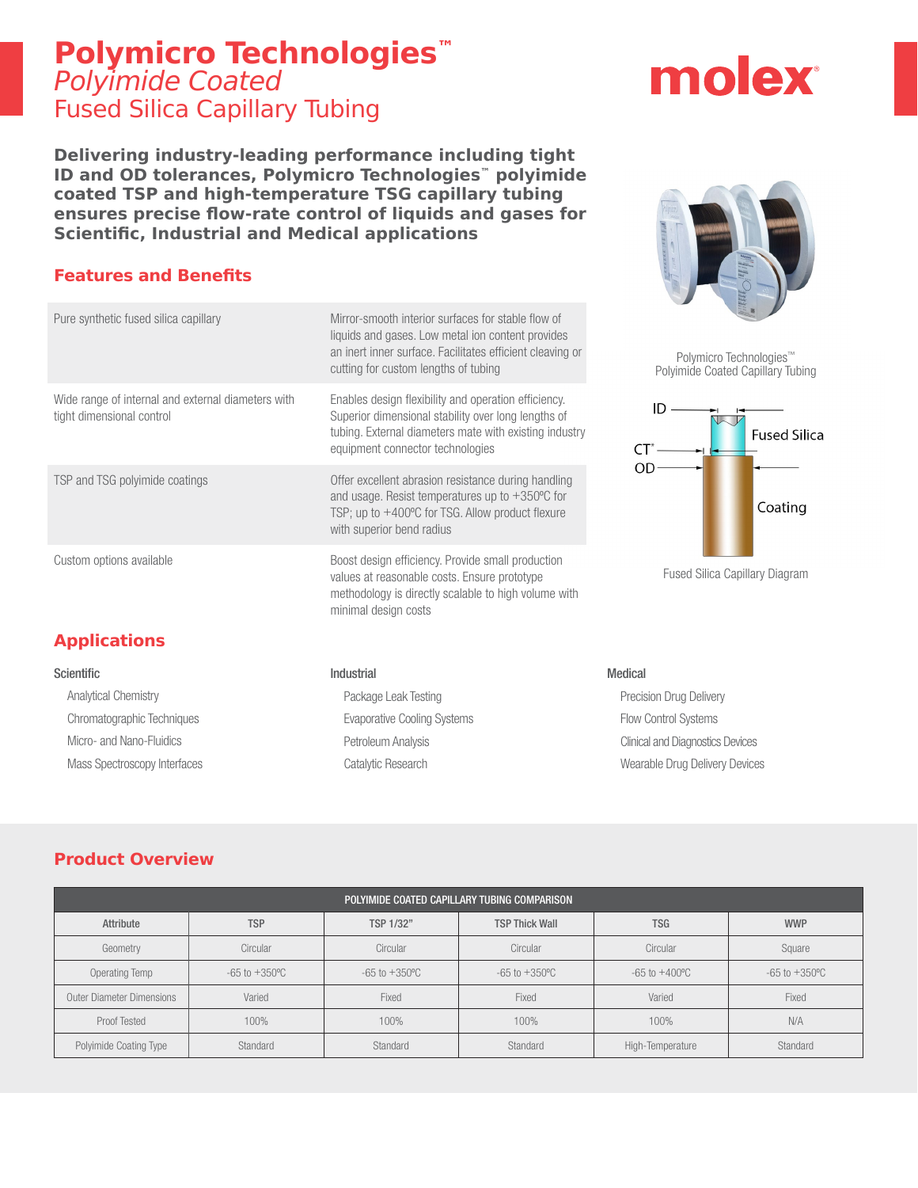# Polymicro Technologies™
## *Polyimide Coated*
## Fused Silica Capillary Tubing

molex

**Delivering industry-leading performance including tight ID and OD tolerances, Polymicro Technologies™ polyimide coated TSP and high-temperature TSG capillary tubing ensures precise flow-rate control of liquids and gases for Scientific, Industrial and Medical applications**

## Features and Benefits

| | |
|---|---|
| Pure synthetic fused silica capillary | Mirror-smooth interior surfaces for stable flow of liquids and gases. Low metal ion content provides an inert inner surface. Facilitates efficient cleaving or cutting for custom lengths of tubing |
| Wide range of internal and external diameters with tight dimensional control | Enables design flexibility and operation efficiency. Superior dimensional stability over long lengths of tubing. External diameters mate with existing industry equipment connector technologies |
| TSP and TSG polyimide coatings | Offer excellent abrasion resistance during handling and usage. Resist temperatures up to +350ºC for TSP; up to +400ºC for TSG. Allow product flexure with superior bend radius |
| Custom options available | Boost design efficiency. Provide small production values at reasonable costs. Ensure prototype methodology is directly scalable to high volume with minimal design costs |

Polymicro Technologies™ Polyimide Coated Capillary Tubing

ID
CT*
OD
Fused Silica
Coating

Fused Silica Capillary Diagram

## Applications

**Scientific**
- Analytical Chemistry
- Chromatographic Techniques
- Micro- and Nano-Fluidics
- Mass Spectroscopy Interfaces

**Industrial**
- Package Leak Testing
- Evaporative Cooling Systems
- Petroleum Analysis
- Catalytic Research

**Medical**
- Precision Drug Delivery
- Flow Control Systems
- Clinical and Diagnostics Devices
- Wearable Drug Delivery Devices

## Product Overview

**POLYIMIDE COATED CAPILLARY TUBING COMPARISON**

| Attribute | TSP | TSP 1/32" | TSP Thick Wall | TSG | WWP |
|---|---|---|---|---|---|
| Geometry | Circular | Circular | Circular | Circular | Square |
| Operating Temp | -65 to +350ºC | -65 to +350ºC | -65 to +350ºC | -65 to +400ºC | -65 to +350ºC |
| Outer Diameter Dimensions | Varied | Fixed | Fixed | Varied | Fixed |
| Proof Tested | 100% | 100% | 100% | 100% | N/A |
| Polyimide Coating Type | Standard | Standard | Standard | High-Temperature | Standard |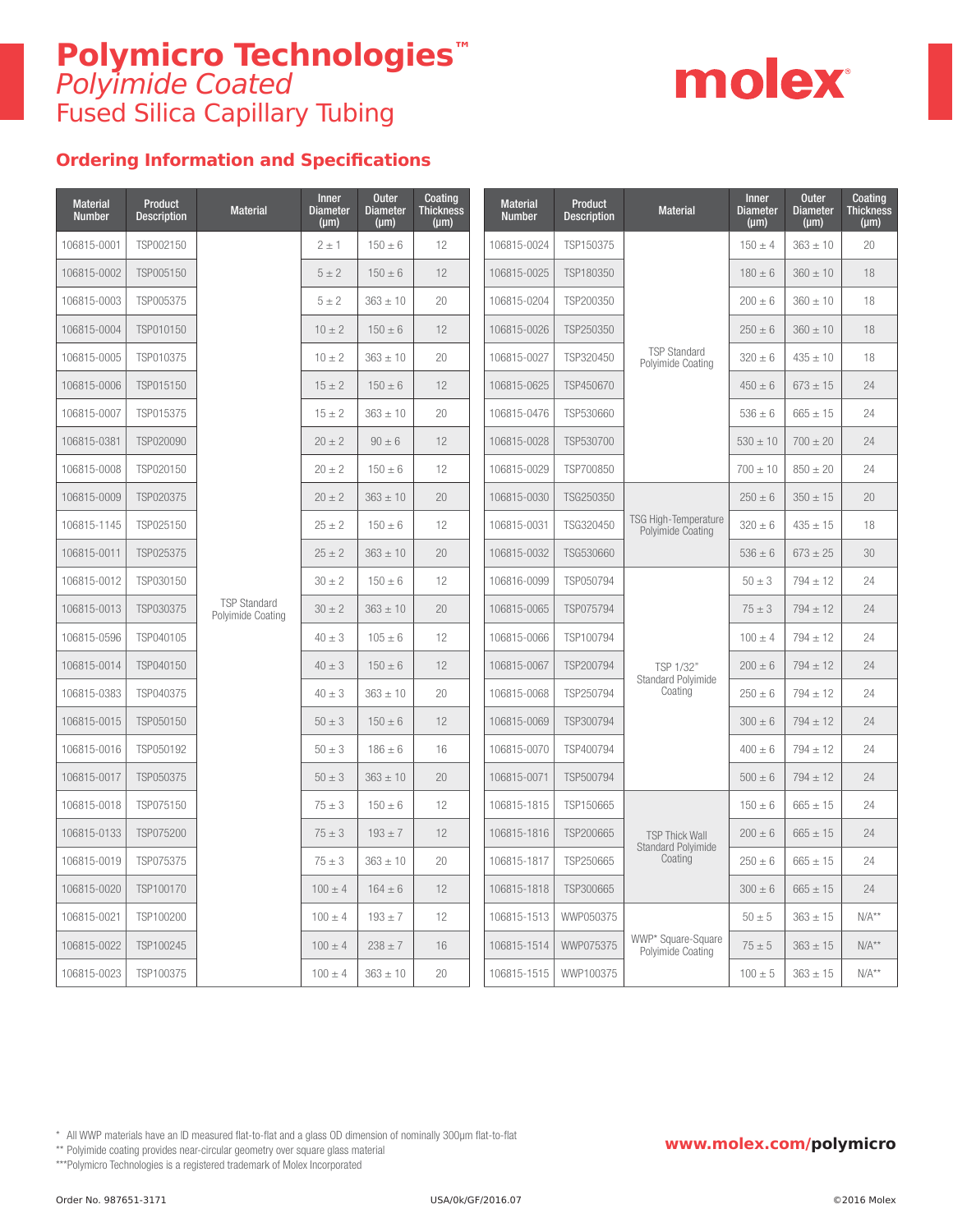# Polymicro Technologies™

*Polyimide Coated*

Fused Silica Capillary Tubing

molex

## Ordering Information and Specifications

| Material Number | Product Description | Material | Inner Diameter (µm) | Outer Diameter (µm) | Coating Thickness (µm) |
|---|---|---|---|---|---|
| 106815-0001 | TSP002150 | TSP Standard Polyimide Coating | 2 ± 1 | 150 ± 6 | 12 |
| 106815-0002 | TSP005150 | | 5 ± 2 | 150 ± 6 | 12 |
| 106815-0003 | TSP005375 | | 5 ± 2 | 363 ± 10 | 20 |
| 106815-0004 | TSP010150 | | 10 ± 2 | 150 ± 6 | 12 |
| 106815-0005 | TSP010375 | | 10 ± 2 | 363 ± 10 | 20 |
| 106815-0006 | TSP015150 | | 15 ± 2 | 150 ± 6 | 12 |
| 106815-0007 | TSP015375 | | 15 ± 2 | 363 ± 10 | 20 |
| 106815-0381 | TSP020090 | | 20 ± 2 | 90 ± 6 | 12 |
| 106815-0008 | TSP020150 | | 20 ± 2 | 150 ± 6 | 12 |
| 106815-0009 | TSP020375 | | 20 ± 2 | 363 ± 10 | 20 |
| 106815-1145 | TSP025150 | | 25 ± 2 | 150 ± 6 | 12 |
| 106815-0011 | TSP025375 | | 25 ± 2 | 363 ± 10 | 20 |
| 106815-0012 | TSP030150 | | 30 ± 2 | 150 ± 6 | 12 |
| 106815-0013 | TSP030375 | | 30 ± 2 | 363 ± 10 | 20 |
| 106815-0596 | TSP040105 | | 40 ± 3 | 105 ± 6 | 12 |
| 106815-0014 | TSP040150 | | 40 ± 3 | 150 ± 6 | 12 |
| 106815-0383 | TSP040375 | | 40 ± 3 | 363 ± 10 | 20 |
| 106815-0015 | TSP050150 | | 50 ± 3 | 150 ± 6 | 12 |
| 106815-0016 | TSP050192 | | 50 ± 3 | 186 ± 6 | 16 |
| 106815-0017 | TSP050375 | | 50 ± 3 | 363 ± 10 | 20 |
| 106815-0018 | TSP075150 | | 75 ± 3 | 150 ± 6 | 12 |
| 106815-0133 | TSP075200 | | 75 ± 3 | 193 ± 7 | 12 |
| 106815-0019 | TSP075375 | | 75 ± 3 | 363 ± 10 | 20 |
| 106815-0020 | TSP100170 | | 100 ± 4 | 164 ± 6 | 12 |
| 106815-0021 | TSP100200 | | 100 ± 4 | 193 ± 7 | 12 |
| 106815-0022 | TSP100245 | | 100 ± 4 | 238 ± 7 | 16 |
| 106815-0023 | TSP100375 | | 100 ± 4 | 363 ± 10 | 20 |

| Material Number | Product Description | Material | Inner Diameter (µm) | Outer Diameter (µm) | Coating Thickness (µm) |
|---|---|---|---|---|---|
| 106815-0024 | TSP150375 | TSP Standard Polyimide Coating | 150 ± 4 | 363 ± 10 | 20 |
| 106815-0025 | TSP180350 | | 180 ± 6 | 360 ± 10 | 18 |
| 106815-0204 | TSP200350 | | 200 ± 6 | 360 ± 10 | 18 |
| 106815-0026 | TSP250350 | | 250 ± 6 | 360 ± 10 | 18 |
| 106815-0027 | TSP320450 | | 320 ± 6 | 435 ± 10 | 18 |
| 106815-0625 | TSP450670 | | 450 ± 6 | 673 ± 15 | 24 |
| 106815-0476 | TSP530660 | | 536 ± 6 | 665 ± 15 | 24 |
| 106815-0028 | TSP530700 | | 530 ± 10 | 700 ± 20 | 24 |
| 106815-0029 | TSP700850 | | 700 ± 10 | 850 ± 20 | 24 |
| 106815-0030 | TSG250350 | TSG High-Temperature Polyimide Coating | 250 ± 6 | 350 ± 15 | 20 |
| 106815-0031 | TSG320450 | | 320 ± 6 | 435 ± 15 | 18 |
| 106815-0032 | TSG530660 | | 536 ± 6 | 673 ± 25 | 30 |
| 106816-0099 | TSP050794 | TSP 1/32" Standard Polyimide Coating | 50 ± 3 | 794 ± 12 | 24 |
| 106815-0065 | TSP075794 | | 75 ± 3 | 794 ± 12 | 24 |
| 106815-0066 | TSP100794 | | 100 ± 4 | 794 ± 12 | 24 |
| 106815-0067 | TSP200794 | | 200 ± 6 | 794 ± 12 | 24 |
| 106815-0068 | TSP250794 | | 250 ± 6 | 794 ± 12 | 24 |
| 106815-0069 | TSP300794 | | 300 ± 6 | 794 ± 12 | 24 |
| 106815-0070 | TSP400794 | | 400 ± 6 | 794 ± 12 | 24 |
| 106815-0071 | TSP500794 | | 500 ± 6 | 794 ± 12 | 24 |
| 106815-1815 | TSP150665 | TSP Thick Wall Standard Polyimide Coating | 150 ± 6 | 665 ± 15 | 24 |
| 106815-1816 | TSP200665 | | 200 ± 6 | 665 ± 15 | 24 |
| 106815-1817 | TSP250665 | | 250 ± 6 | 665 ± 15 | 24 |
| 106815-1818 | TSP300665 | | 300 ± 6 | 665 ± 15 | 24 |
| 106815-1513 | WWP050375 | WWP* Square-Square Polyimide Coating | 50 ± 5 | 363 ± 15 | N/A** |
| 106815-1514 | WWP075375 | | 75 ± 5 | 363 ± 15 | N/A** |
| 106815-1515 | WWP100375 | | 100 ± 5 | 363 ± 15 | N/A** |

\* All WWP materials have an ID measured flat-to-flat and a glass OD dimension of nominally 300µm flat-to-flat

** Polyimide coating provides near-circular geometry over square glass material

***Polymicro Technologies is a registered trademark of Molex Incorporated

**www.molex.com/polymicro**

Order No. 987651-3171 USA/0k/GF/2016.07 ©2016 Molex